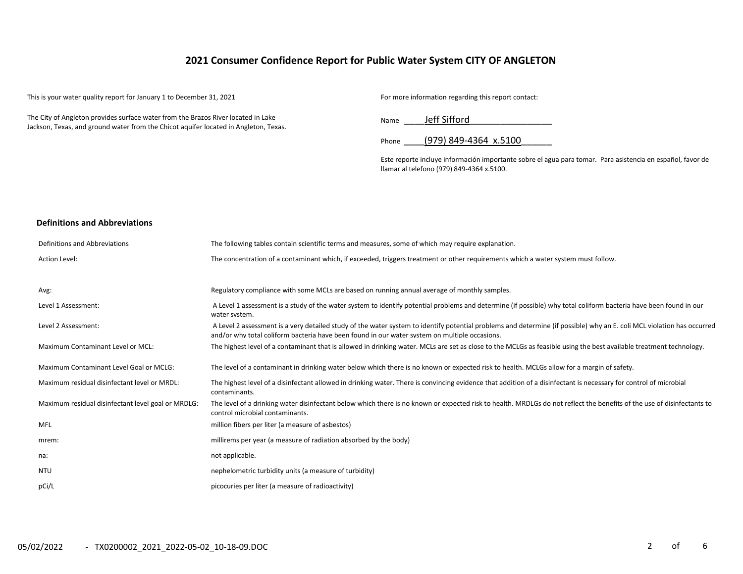# 2021 Consumer Confidence Report for Public Water System CITY OF ANGLETON

This is your water quality report for January 1 to December 31, 2021

The City of Angleton provides surface water from the Brazos River located in Lake Jackson, Texas, and ground water from the Chicot aquifer located in Angleton, Texas.

For more information regarding this report contact:

Name ____Jeff Sifford_________________

Phone ____(979) 849-4364 x.5100______

Este reporte incluye información importante sobre el agua para tomar. Para asistencia en español, favor de llamar al telefono (979) 849-4364 x.5100.

## Definitions and Abbreviations

| Definitions and Abbreviations | The following tables contain scientific terms and measures, some of which may require explanation. |
|---|---|
| Action Level: | The concentration of a contaminant which, if exceeded, triggers treatment or other requirements which a water system must follow. |
| Avg: | Regulatory compliance with some MCLs are based on running annual average of monthly samples. |
| Level 1 Assessment: | A Level 1 assessment is a study of the water system to identify potential problems and determine (if possible) why total coliform bacteria have been found in our water system. |
| Level 2 Assessment: | A Level 2 assessment is a very detailed study of the water system to identify potential problems and determine (if possible) why an E. coli MCL violation has occurred and/or why total coliform bacteria have been found in our water system on multiple occasions. |
| Maximum Contaminant Level or MCL: | The highest level of a contaminant that is allowed in drinking water. MCLs are set as close to the MCLGs as feasible using the best available treatment technology. |
| Maximum Contaminant Level Goal or MCLG: | The level of a contaminant in drinking water below which there is no known or expected risk to health. MCLGs allow for a margin of safety. |
| Maximum residual disinfectant level or MRDL: | The highest level of a disinfectant allowed in drinking water. There is convincing evidence that addition of a disinfectant is necessary for control of microbial contaminants. |
| Maximum residual disinfectant level goal or MRDLG: | The level of a drinking water disinfectant below which there is no known or expected risk to health. MRDLGs do not reflect the benefits of the use of disinfectants to control microbial contaminants. |
| MFL | million fibers per liter (a measure of asbestos) |
| mrem: | millirems per year (a measure of radiation absorbed by the body) |
| na: | not applicable. |
| NTU | nephelometric turbidity units (a measure of turbidity) |
| pCi/L | picocuries per liter (a measure of radioactivity) |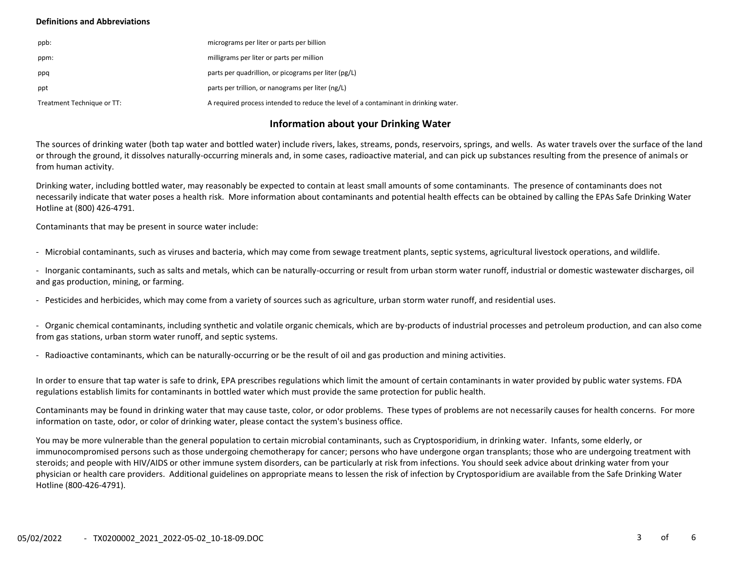**Definitions and Abbreviations**

| | |
|---|---|
| ppb: | micrograms per liter or parts per billion |
| ppm: | milligrams per liter or parts per million |
| ppq | parts per quadrillion, or picograms per liter (pg/L) |
| ppt | parts per trillion, or nanograms per liter (ng/L) |
| Treatment Technique or TT: | A required process intended to reduce the level of a contaminant in drinking water. |

## Information about your Drinking Water

The sources of drinking water (both tap water and bottled water) include rivers, lakes, streams, ponds, reservoirs, springs, and wells. As water travels over the surface of the land or through the ground, it dissolves naturally-occurring minerals and, in some cases, radioactive material, and can pick up substances resulting from the presence of animals or from human activity.

Drinking water, including bottled water, may reasonably be expected to contain at least small amounts of some contaminants. The presence of contaminants does not necessarily indicate that water poses a health risk. More information about contaminants and potential health effects can be obtained by calling the EPAs Safe Drinking Water Hotline at (800) 426-4791.

Contaminants that may be present in source water include:

- Microbial contaminants, such as viruses and bacteria, which may come from sewage treatment plants, septic systems, agricultural livestock operations, and wildlife.

- Inorganic contaminants, such as salts and metals, which can be naturally-occurring or result from urban storm water runoff, industrial or domestic wastewater discharges, oil and gas production, mining, or farming.

- Pesticides and herbicides, which may come from a variety of sources such as agriculture, urban storm water runoff, and residential uses.

- Organic chemical contaminants, including synthetic and volatile organic chemicals, which are by-products of industrial processes and petroleum production, and can also come from gas stations, urban storm water runoff, and septic systems.

- Radioactive contaminants, which can be naturally-occurring or be the result of oil and gas production and mining activities.

In order to ensure that tap water is safe to drink, EPA prescribes regulations which limit the amount of certain contaminants in water provided by public water systems. FDA regulations establish limits for contaminants in bottled water which must provide the same protection for public health.

Contaminants may be found in drinking water that may cause taste, color, or odor problems. These types of problems are not necessarily causes for health concerns. For more information on taste, odor, or color of drinking water, please contact the system's business office.

You may be more vulnerable than the general population to certain microbial contaminants, such as Cryptosporidium, in drinking water. Infants, some elderly, or immunocompromised persons such as those undergoing chemotherapy for cancer; persons who have undergone organ transplants; those who are undergoing treatment with steroids; and people with HIV/AIDS or other immune system disorders, can be particularly at risk from infections. You should seek advice about drinking water from your physician or health care providers. Additional guidelines on appropriate means to lessen the risk of infection by Cryptosporidium are available from the Safe Drinking Water Hotline (800-426-4791).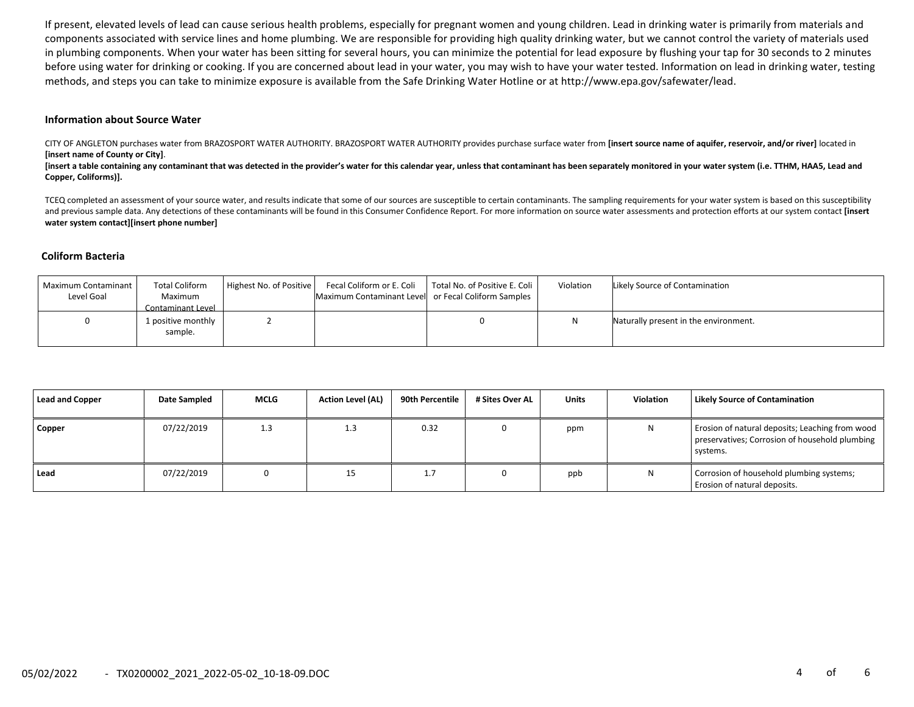If present, elevated levels of lead can cause serious health problems, especially for pregnant women and young children. Lead in drinking water is primarily from materials and components associated with service lines and home plumbing. We are responsible for providing high quality drinking water, but we cannot control the variety of materials used in plumbing components. When your water has been sitting for several hours, you can minimize the potential for lead exposure by flushing your tap for 30 seconds to 2 minutes before using water for drinking or cooking. If you are concerned about lead in your water, you may wish to have your water tested. Information on lead in drinking water, testing methods, and steps you can take to minimize exposure is available from the Safe Drinking Water Hotline or at http://www.epa.gov/safewater/lead.

### Information about Source Water

CITY OF ANGLETON purchases water from BRAZOSPORT WATER AUTHORITY. BRAZOSPORT WATER AUTHORITY provides purchase surface water from **[insert source name of aquifer, reservoir, and/or river]** located in **[insert name of County or City]**.
**[insert a table containing any contaminant that was detected in the provider's water for this calendar year, unless that contaminant has been separately monitored in your water system (i.e. TTHM, HAA5, Lead and Copper, Coliforms)].**

TCEQ completed an assessment of your source water, and results indicate that some of our sources are susceptible to certain contaminants. The sampling requirements for your water system is based on this susceptibility and previous sample data. Any detections of these contaminants will be found in this Consumer Confidence Report. For more information on source water assessments and protection efforts at our system contact **[insert water system contact][insert phone number]**

### Coliform Bacteria

| Maximum Contaminant Level Goal | Total Coliform Maximum Contaminant Level | Highest No. of Positive | Fecal Coliform or E. Coli Maximum Contaminant Level | Total No. of Positive E. Coli or Fecal Coliform Samples | Violation | Likely Source of Contamination |
|---|---|---|---|---|---|---|
| 0 | 1 positive monthly sample. | 2 | | 0 | N | Naturally present in the environment. |

| Lead and Copper | Date Sampled | MCLG | Action Level (AL) | 90th Percentile | # Sites Over AL | Units | Violation | Likely Source of Contamination |
|---|---|---|---|---|---|---|---|---|
| **Copper** | 07/22/2019 | 1.3 | 1.3 | 0.32 | 0 | ppm | N | Erosion of natural deposits; Leaching from wood preservatives; Corrosion of household plumbing systems. |
| **Lead** | 07/22/2019 | 0 | 15 | 1.7 | 0 | ppb | N | Corrosion of household plumbing systems; Erosion of natural deposits. |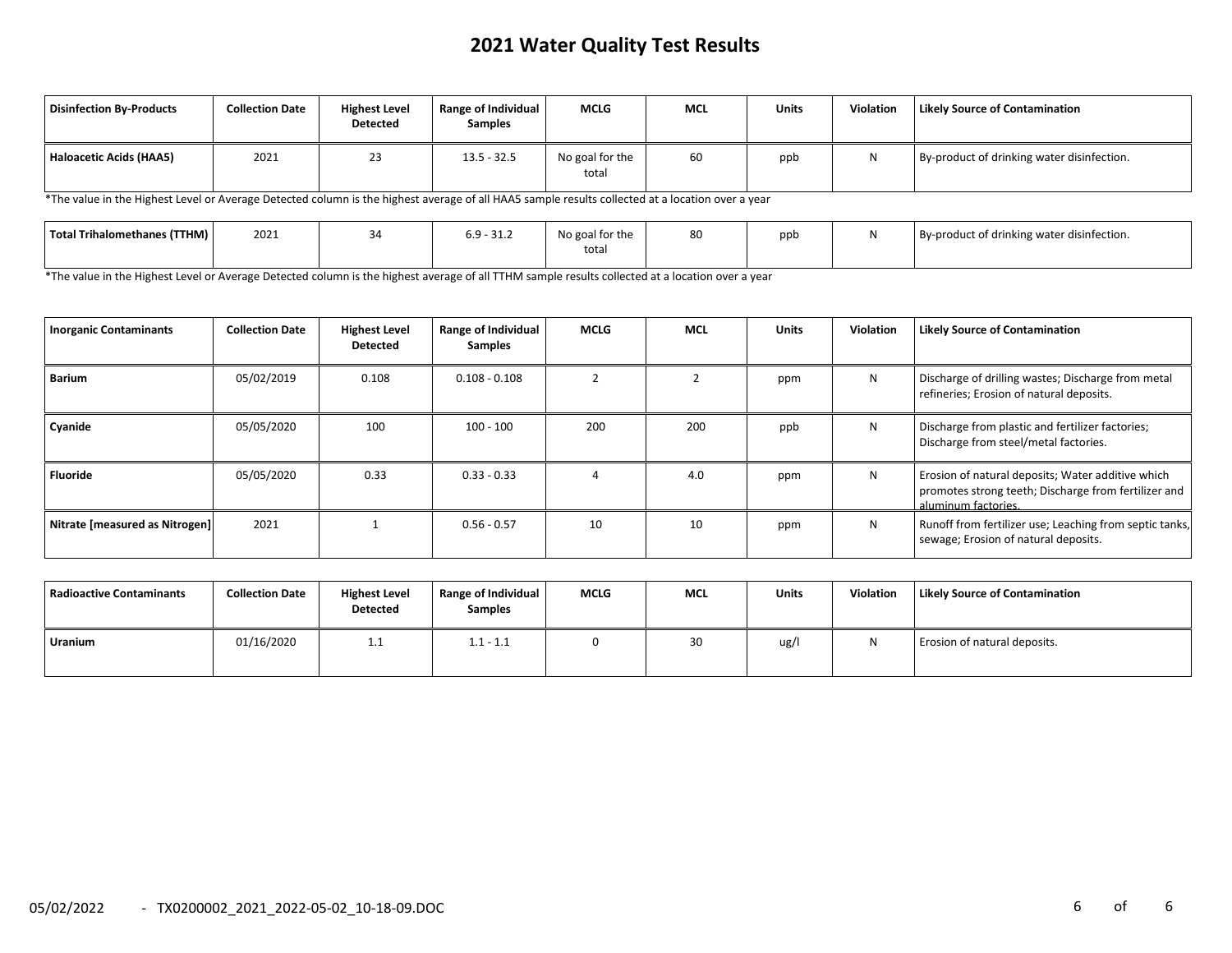# 2021 Water Quality Test Results

| Disinfection By-Products | Collection Date | Highest Level Detected | Range of Individual Samples | MCLG | MCL | Units | Violation | Likely Source of Contamination |
|---|---|---|---|---|---|---|---|---|
| Haloacetic Acids (HAA5) | 2021 | 23 | 13.5 - 32.5 | No goal for the total | 60 | ppb | N | By-product of drinking water disinfection. |

*The value in the Highest Level or Average Detected column is the highest average of all HAA5 sample results collected at a location over a year

| Disinfection By-Products | Collection Date | Highest Level Detected | Range of Individual Samples | MCLG | MCL | Units | Violation | Likely Source of Contamination |
|---|---|---|---|---|---|---|---|---|
| Total Trihalomethanes (TTHM) | 2021 | 34 | 6.9 - 31.2 | No goal for the total | 80 | ppb | N | By-product of drinking water disinfection. |

*The value in the Highest Level or Average Detected column is the highest average of all TTHM sample results collected at a location over a year

| Inorganic Contaminants | Collection Date | Highest Level Detected | Range of Individual Samples | MCLG | MCL | Units | Violation | Likely Source of Contamination |
|---|---|---|---|---|---|---|---|---|
| Barium | 05/02/2019 | 0.108 | 0.108 - 0.108 | 2 | 2 | ppm | N | Discharge of drilling wastes; Discharge from metal refineries; Erosion of natural deposits. |
| Cyanide | 05/05/2020 | 100 | 100 - 100 | 200 | 200 | ppb | N | Discharge from plastic and fertilizer factories; Discharge from steel/metal factories. |
| Fluoride | 05/05/2020 | 0.33 | 0.33 - 0.33 | 4 | 4.0 | ppm | N | Erosion of natural deposits; Water additive which promotes strong teeth; Discharge from fertilizer and aluminum factories. |
| Nitrate [measured as Nitrogen] | 2021 | 1 | 0.56 - 0.57 | 10 | 10 | ppm | N | Runoff from fertilizer use; Leaching from septic tanks, sewage; Erosion of natural deposits. |

| Radioactive Contaminants | Collection Date | Highest Level Detected | Range of Individual Samples | MCLG | MCL | Units | Violation | Likely Source of Contamination |
|---|---|---|---|---|---|---|---|---|
| Uranium | 01/16/2020 | 1.1 | 1.1 - 1.1 | 0 | 30 | ug/l | N | Erosion of natural deposits. |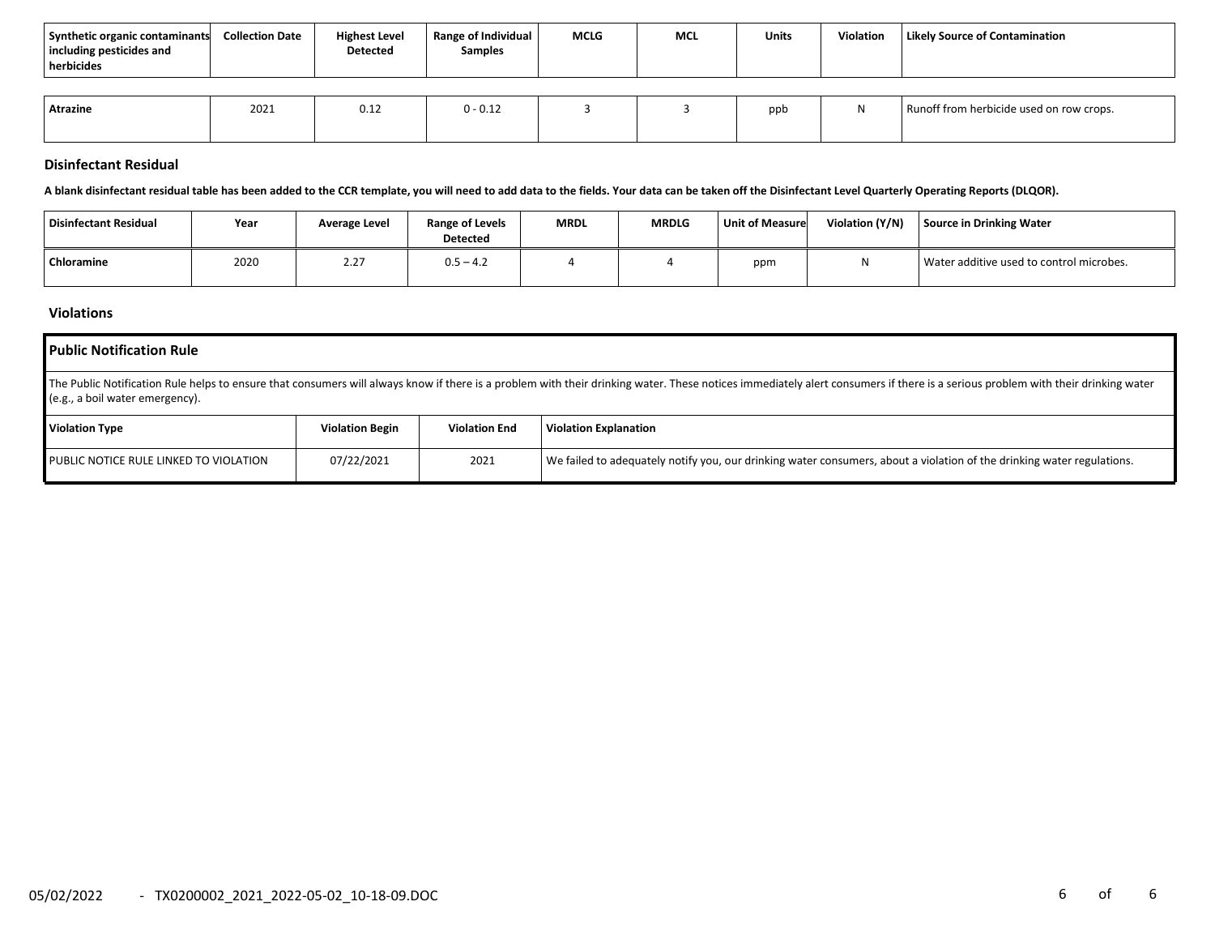| Synthetic organic contaminants including pesticides and herbicides | Collection Date | Highest Level Detected | Range of Individual Samples | MCLG | MCL | Units | Violation | Likely Source of Contamination |
|---|---|---|---|---|---|---|---|---|
| Atrazine | 2021 | 0.12 | 0 - 0.12 | 3 | 3 | ppb | N | Runoff from herbicide used on row crops. |

### Disinfectant Residual

**A blank disinfectant residual table has been added to the CCR template, you will need to add data to the fields. Your data can be taken off the Disinfectant Level Quarterly Operating Reports (DLQOR).**

| Disinfectant Residual | Year | Average Level | Range of Levels Detected | MRDL | MRDLG | Unit of Measure | Violation (Y/N) | Source in Drinking Water |
|---|---|---|---|---|---|---|---|---|
| Chloramine | 2020 | 2.27 | 0.5 – 4.2 | 4 | 4 | ppm | N | Water additive used to control microbes. |

### Violations

**Public Notification Rule**

The Public Notification Rule helps to ensure that consumers will always know if there is a problem with their drinking water. These notices immediately alert consumers if there is a serious problem with their drinking water (e.g., a boil water emergency).

| Violation Type | Violation Begin | Violation End | Violation Explanation |
|---|---|---|---|
| PUBLIC NOTICE RULE LINKED TO VIOLATION | 07/22/2021 | 2021 | We failed to adequately notify you, our drinking water consumers, about a violation of the drinking water regulations. |